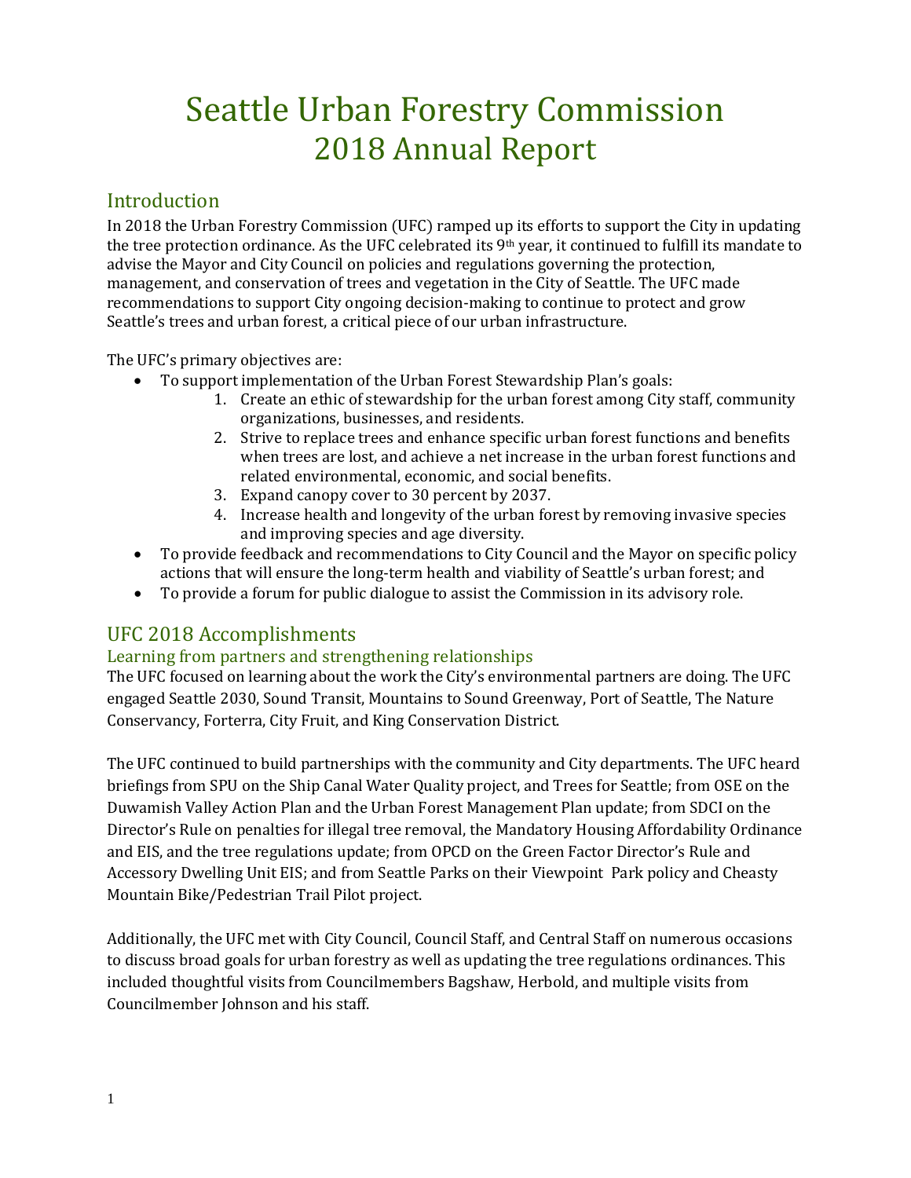# Seattle Urban Forestry Commission 2018 Annual Report

## Introduction

In 2018 the Urban Forestry Commission (UFC) ramped up its efforts to support the City in updating the tree protection ordinance. As the UFC celebrated its 9th year, it continued to fulfill its mandate to advise the Mayor and City Council on policies and regulations governing the protection, management, and conservation of trees and vegetation in the City of Seattle. The UFC made recommendations to support City ongoing decision-making to continue to protect and grow Seattle's trees and urban forest, a critical piece of our urban infrastructure.

The UFC's primary objectives are:

- To support implementation of the Urban Forest Stewardship Plan's goals:
    1. Create an ethic of stewardship for the urban forest among City staff, community organizations, businesses, and residents.
    2. Strive to replace trees and enhance specific urban forest functions and benefits when trees are lost, and achieve a net increase in the urban forest functions and related environmental, economic, and social benefits.
    3. Expand canopy cover to 30 percent by 2037.
    4. Increase health and longevity of the urban forest by removing invasive species and improving species and age diversity.
- To provide feedback and recommendations to City Council and the Mayor on specific policy actions that will ensure the long-term health and viability of Seattle's urban forest; and
- To provide a forum for public dialogue to assist the Commission in its advisory role.

## UFC 2018 Accomplishments

### Learning from partners and strengthening relationships

The UFC focused on learning about the work the City's environmental partners are doing. The UFC engaged Seattle 2030, Sound Transit, Mountains to Sound Greenway, Port of Seattle, The Nature Conservancy, Forterra, City Fruit, and King Conservation District.

The UFC continued to build partnerships with the community and City departments. The UFC heard briefings from SPU on the Ship Canal Water Quality project, and Trees for Seattle; from OSE on the Duwamish Valley Action Plan and the Urban Forest Management Plan update; from SDCI on the Director's Rule on penalties for illegal tree removal, the Mandatory Housing Affordability Ordinance and EIS, and the tree regulations update; from OPCD on the Green Factor Director's Rule and Accessory Dwelling Unit EIS; and from Seattle Parks on their Viewpoint Park policy and Cheasty Mountain Bike/Pedestrian Trail Pilot project.

Additionally, the UFC met with City Council, Council Staff, and Central Staff on numerous occasions to discuss broad goals for urban forestry as well as updating the tree regulations ordinances. This included thoughtful visits from Councilmembers Bagshaw, Herbold, and multiple visits from Councilmember Johnson and his staff.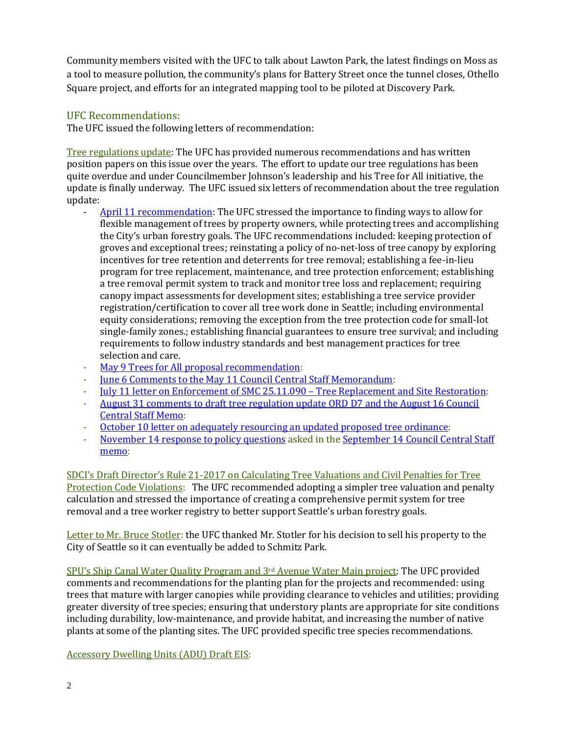Community members visited with the UFC to talk about Lawton Park, the latest findings on Moss as a tool to measure pollution, the community's plans for Battery Street once the tunnel closes, Othello Square project, and efforts for an integrated mapping tool to be piloted at Discovery Park.

## UFC Recommendations:

The UFC issued the following letters of recommendation:

Tree regulations update: The UFC has provided numerous recommendations and has written position papers on this issue over the years. The effort to update our tree regulations has been quite overdue and under Councilmember Johnson's leadership and his Tree for All initiative, the update is finally underway. The UFC issued six letters of recommendation about the tree regulation update:

- April 11 recommendation: The UFC stressed the importance to finding ways to allow for flexible management of trees by property owners, while protecting trees and accomplishing the City's urban forestry goals. The UFC recommendations included: keeping protection of groves and exceptional trees; reinstating a policy of no-net-loss of tree canopy by exploring incentives for tree retention and deterrents for tree removal; establishing a fee-in-lieu program for tree replacement, maintenance, and tree protection enforcement; establishing a tree removal permit system to track and monitor tree loss and replacement; requiring canopy impact assessments for development sites; establishing a tree service provider registration/certification to cover all tree work done in Seattle; including environmental equity considerations; removing the exception from the tree protection code for small-lot single-family zones.; establishing financial guarantees to ensure tree survival; and including requirements to follow industry standards and best management practices for tree selection and care.
- May 9 Trees for All proposal recommendation:
- June 6 Comments to the May 11 Council Central Staff Memorandum:
- July 11 letter on Enforcement of SMC 25.11.090 – Tree Replacement and Site Restoration:
- August 31 comments to draft tree regulation update ORD D7 and the August 16 Council Central Staff Memo:
- October 10 letter on adequately resourcing an updated proposed tree ordinance:
- November 14 response to policy questions asked in the September 14 Council Central Staff memo:

SDCI's Draft Director's Rule 21-2017 on Calculating Tree Valuations and Civil Penalties for Tree Protection Code Violations: The UFC recommended adopting a simpler tree valuation and penalty calculation and stressed the importance of creating a comprehensive permit system for tree removal and a tree worker registry to better support Seattle's urban forestry goals.

Letter to Mr. Bruce Stotler: the UFC thanked Mr. Stotler for his decision to sell his property to the City of Seattle so it can eventually be added to Schmitz Park.

SPU's Ship Canal Water Quality Program and 3rd Avenue Water Main project: The UFC provided comments and recommendations for the planting plan for the projects and recommended: using trees that mature with larger canopies while providing clearance to vehicles and utilities; providing greater diversity of tree species; ensuring that understory plants are appropriate for site conditions including durability, low-maintenance, and provide habitat, and increasing the number of native plants at some of the planting sites. The UFC provided specific tree species recommendations.

Accessory Dwelling Units (ADU) Draft EIS: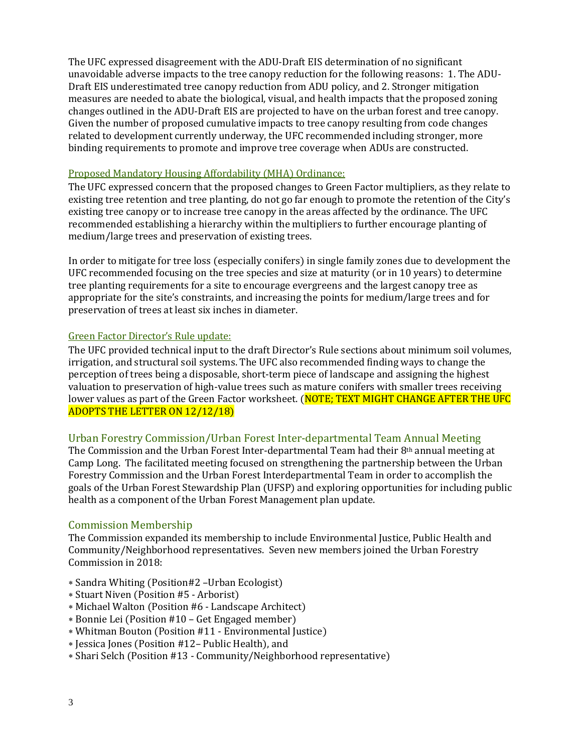The UFC expressed disagreement with the ADU-Draft EIS determination of no significant unavoidable adverse impacts to the tree canopy reduction for the following reasons: 1. The ADU-Draft EIS underestimated tree canopy reduction from ADU policy, and 2. Stronger mitigation measures are needed to abate the biological, visual, and health impacts that the proposed zoning changes outlined in the ADU-Draft EIS are projected to have on the urban forest and tree canopy. Given the number of proposed cumulative impacts to tree canopy resulting from code changes related to development currently underway, the UFC recommended including stronger, more binding requirements to promote and improve tree coverage when ADUs are constructed.

Proposed Mandatory Housing Affordability (MHA) Ordinance:

The UFC expressed concern that the proposed changes to Green Factor multipliers, as they relate to existing tree retention and tree planting, do not go far enough to promote the retention of the City's existing tree canopy or to increase tree canopy in the areas affected by the ordinance. The UFC recommended establishing a hierarchy within the multipliers to further encourage planting of medium/large trees and preservation of existing trees.

In order to mitigate for tree loss (especially conifers) in single family zones due to development the UFC recommended focusing on the tree species and size at maturity (or in 10 years) to determine tree planting requirements for a site to encourage evergreens and the largest canopy tree as appropriate for the site's constraints, and increasing the points for medium/large trees and for preservation of trees at least six inches in diameter.

Green Factor Director's Rule update:

The UFC provided technical input to the draft Director's Rule sections about minimum soil volumes, irrigation, and structural soil systems. The UFC also recommended finding ways to change the perception of trees being a disposable, short-term piece of landscape and assigning the highest valuation to preservation of high-value trees such as mature conifers with smaller trees receiving lower values as part of the Green Factor worksheet. (NOTE; TEXT MIGHT CHANGE AFTER THE UFC ADOPTS THE LETTER ON 12/12/18)

## Urban Forestry Commission/Urban Forest Inter-departmental Team Annual Meeting

The Commission and the Urban Forest Inter-departmental Team had their 8th annual meeting at Camp Long. The facilitated meeting focused on strengthening the partnership between the Urban Forestry Commission and the Urban Forest Interdepartmental Team in order to accomplish the goals of the Urban Forest Stewardship Plan (UFSP) and exploring opportunities for including public health as a component of the Urban Forest Management plan update.

## Commission Membership

The Commission expanded its membership to include Environmental Justice, Public Health and Community/Neighborhood representatives. Seven new members joined the Urban Forestry Commission in 2018:

* Sandra Whiting (Position#2 –Urban Ecologist)
* Stuart Niven (Position #5 - Arborist)
* Michael Walton (Position #6 - Landscape Architect)
* Bonnie Lei (Position #10 – Get Engaged member)
* Whitman Bouton (Position #11 - Environmental Justice)
* Jessica Jones (Position #12– Public Health), and
* Shari Selch (Position #13 - Community/Neighborhood representative)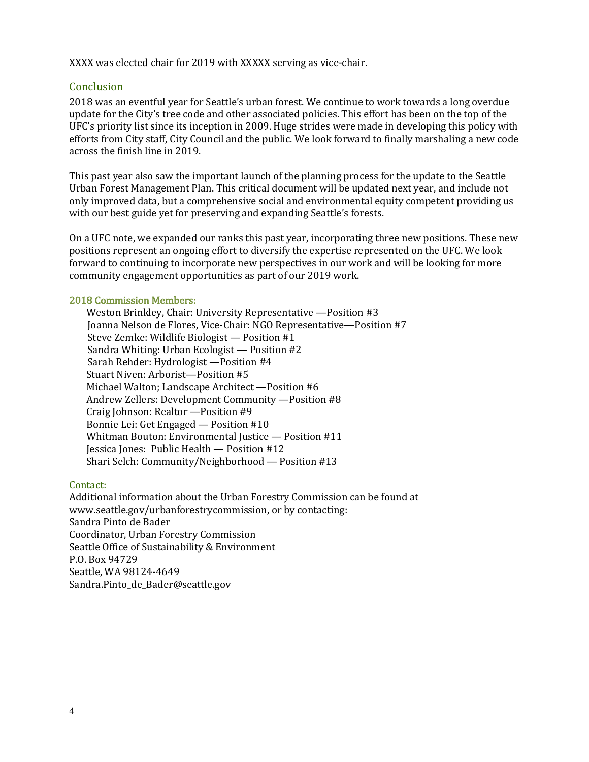XXXX was elected chair for 2019 with XXXXX serving as vice-chair.

## Conclusion

2018 was an eventful year for Seattle's urban forest. We continue to work towards a long overdue update for the City's tree code and other associated policies. This effort has been on the top of the UFC's priority list since its inception in 2009. Huge strides were made in developing this policy with efforts from City staff, City Council and the public. We look forward to finally marshaling a new code across the finish line in 2019.

This past year also saw the important launch of the planning process for the update to the Seattle Urban Forest Management Plan. This critical document will be updated next year, and include not only improved data, but a comprehensive social and environmental equity competent providing us with our best guide yet for preserving and expanding Seattle's forests.

On a UFC note, we expanded our ranks this past year, incorporating three new positions. These new positions represent an ongoing effort to diversify the expertise represented on the UFC. We look forward to continuing to incorporate new perspectives in our work and will be looking for more community engagement opportunities as part of our 2019 work.

### 2018 Commission Members:

Weston Brinkley, Chair: University Representative —Position #3
Joanna Nelson de Flores, Vice-Chair: NGO Representative—Position #7
Steve Zemke: Wildlife Biologist — Position #1
Sandra Whiting: Urban Ecologist — Position #2
Sarah Rehder: Hydrologist —Position #4
Stuart Niven: Arborist—Position #5
Michael Walton; Landscape Architect —Position #6
Andrew Zellers: Development Community —Position #8
Craig Johnson: Realtor —Position #9
Bonnie Lei: Get Engaged — Position #10
Whitman Bouton: Environmental Justice — Position #11
Jessica Jones: Public Health — Position #12
Shari Selch: Community/Neighborhood — Position #13

### Contact:

Additional information about the Urban Forestry Commission can be found at www.seattle.gov/urbanforestrycommission, or by contacting:
Sandra Pinto de Bader
Coordinator, Urban Forestry Commission
Seattle Office of Sustainability & Environment
P.O. Box 94729
Seattle, WA 98124-4649
Sandra.Pinto_de_Bader@seattle.gov